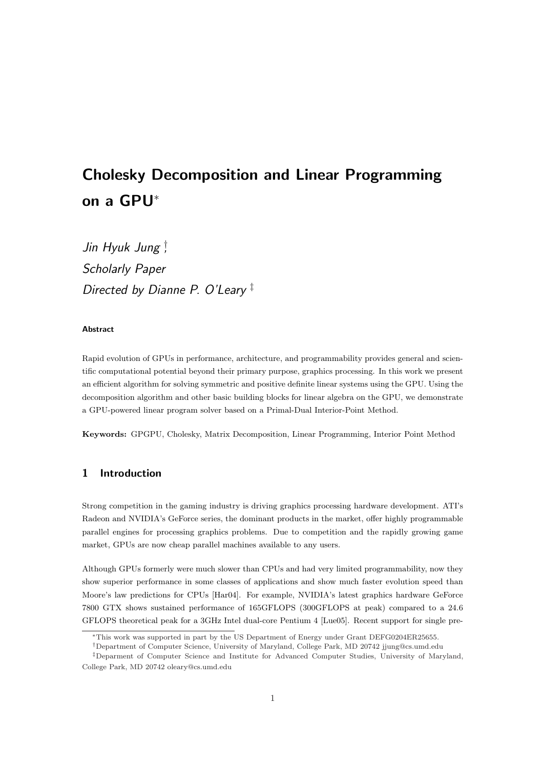# Cholesky Decomposition and Linear Programming on a GPU*

*Jin Hyuk Jung* †,

*Scholarly Paper*

*Directed by Dianne P. O'Leary* ‡

#### Abstract

Rapid evolution of GPUs in performance, architecture, and programmability provides general and scientific computational potential beyond their primary purpose, graphics processing. In this work we present an efficient algorithm for solving symmetric and positive definite linear systems using the GPU. Using the decomposition algorithm and other basic building blocks for linear algebra on the GPU, we demonstrate a GPU-powered linear program solver based on a Primal-Dual Interior-Point Method.

**Keywords:** GPGPU, Cholesky, Matrix Decomposition, Linear Programming, Interior Point Method

## 1 Introduction

Strong competition in the gaming industry is driving graphics processing hardware development. ATI's Radeon and NVIDIA's GeForce series, the dominant products in the market, offer highly programmable parallel engines for processing graphics problems. Due to competition and the rapidly growing game market, GPUs are now cheap parallel machines available to any users.

Although GPUs formerly were much slower than CPUs and had very limited programmability, now they show superior performance in some classes of applications and show much faster evolution speed than Moore's law predictions for CPUs [Har04]. For example, NVIDIA's latest graphics hardware GeForce 7800 GTX shows sustained performance of 165GFLOPS (300GFLOPS at peak) compared to a 24.6 GFLOPS theoretical peak for a 3GHz Intel dual-core Pentium 4 [Lue05]. Recent support for single pre-

*This work was supported in part by the US Department of Energy under Grant DEFG0204ER25655.

†Department of Computer Science, University of Maryland, College Park, MD 20742 jjung@cs.umd.edu

‡Deparment of Computer Science and Institute for Advanced Computer Studies, University of Maryland, College Park, MD 20742 oleary@cs.umd.edu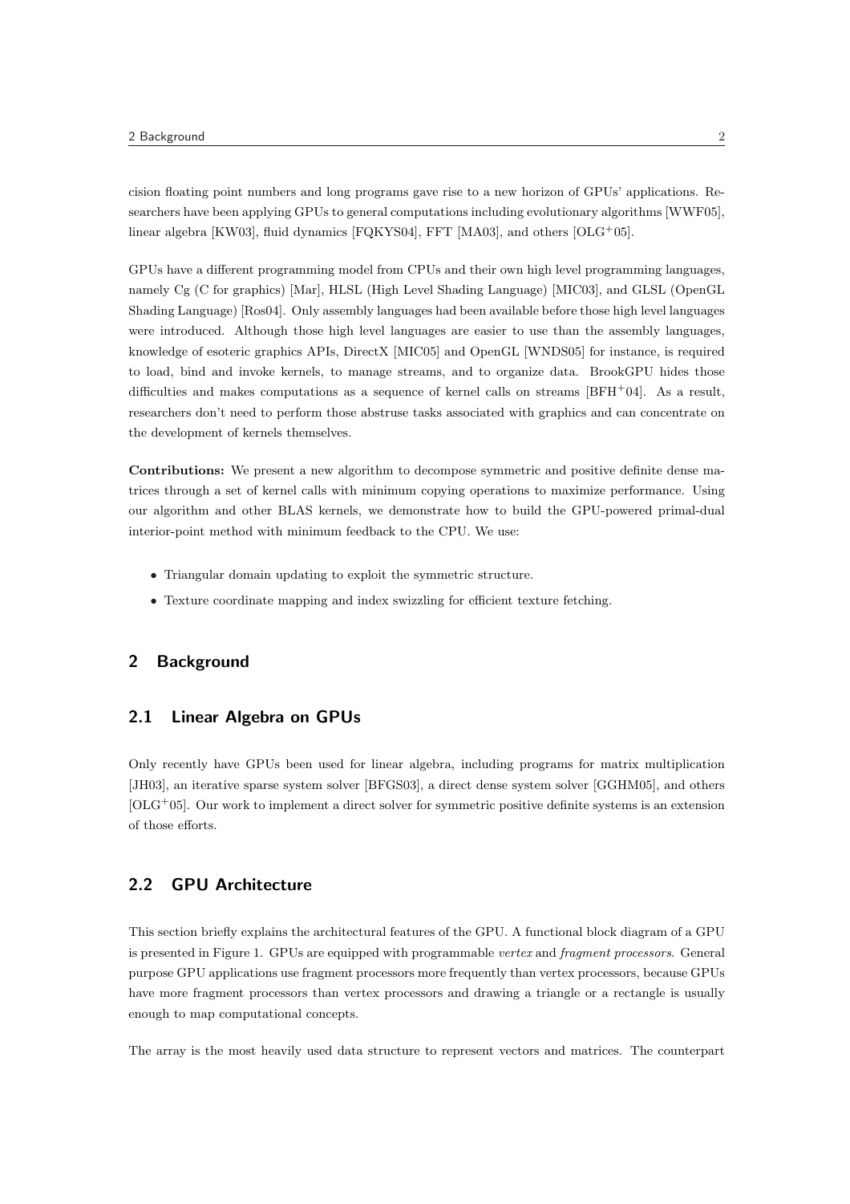cision floating point numbers and long programs gave rise to a new horizon of GPUs' applications. Researchers have been applying GPUs to general computations including evolutionary algorithms [WWF05], linear algebra [KW03], fluid dynamics [FQKYS04], FFT [MA03], and others [OLG+05].

GPUs have a different programming model from CPUs and their own high level programming languages, namely Cg (C for graphics) [Mar], HLSL (High Level Shading Language) [MIC03], and GLSL (OpenGL Shading Language) [Ros04]. Only assembly languages had been available before those high level languages were introduced. Although those high level languages are easier to use than the assembly languages, knowledge of esoteric graphics APIs, DirectX [MIC05] and OpenGL [WNDS05] for instance, is required to load, bind and invoke kernels, to manage streams, and to organize data. BrookGPU hides those difficulties and makes computations as a sequence of kernel calls on streams [BFH+04]. As a result, researchers don't need to perform those abstruse tasks associated with graphics and can concentrate on the development of kernels themselves.

**Contributions:** We present a new algorithm to decompose symmetric and positive definite dense matrices through a set of kernel calls with minimum copying operations to maximize performance. Using our algorithm and other BLAS kernels, we demonstrate how to build the GPU-powered primal-dual interior-point method with minimum feedback to the CPU. We use:

- Triangular domain updating to exploit the symmetric structure.
- Texture coordinate mapping and index swizzling for efficient texture fetching.

## 2 Background

### 2.1 Linear Algebra on GPUs

Only recently have GPUs been used for linear algebra, including programs for matrix multiplication [JH03], an iterative sparse system solver [BFGS03], a direct dense system solver [GGHM05], and others [OLG+05]. Our work to implement a direct solver for symmetric positive definite systems is an extension of those efforts.

### 2.2 GPU Architecture

This section briefly explains the architectural features of the GPU. A functional block diagram of a GPU is presented in Figure 1. GPUs are equipped with programmable *vertex* and *fragment processors*. General purpose GPU applications use fragment processors more frequently than vertex processors, because GPUs have more fragment processors than vertex processors and drawing a triangle or a rectangle is usually enough to map computational concepts.

The array is the most heavily used data structure to represent vectors and matrices. The counterpart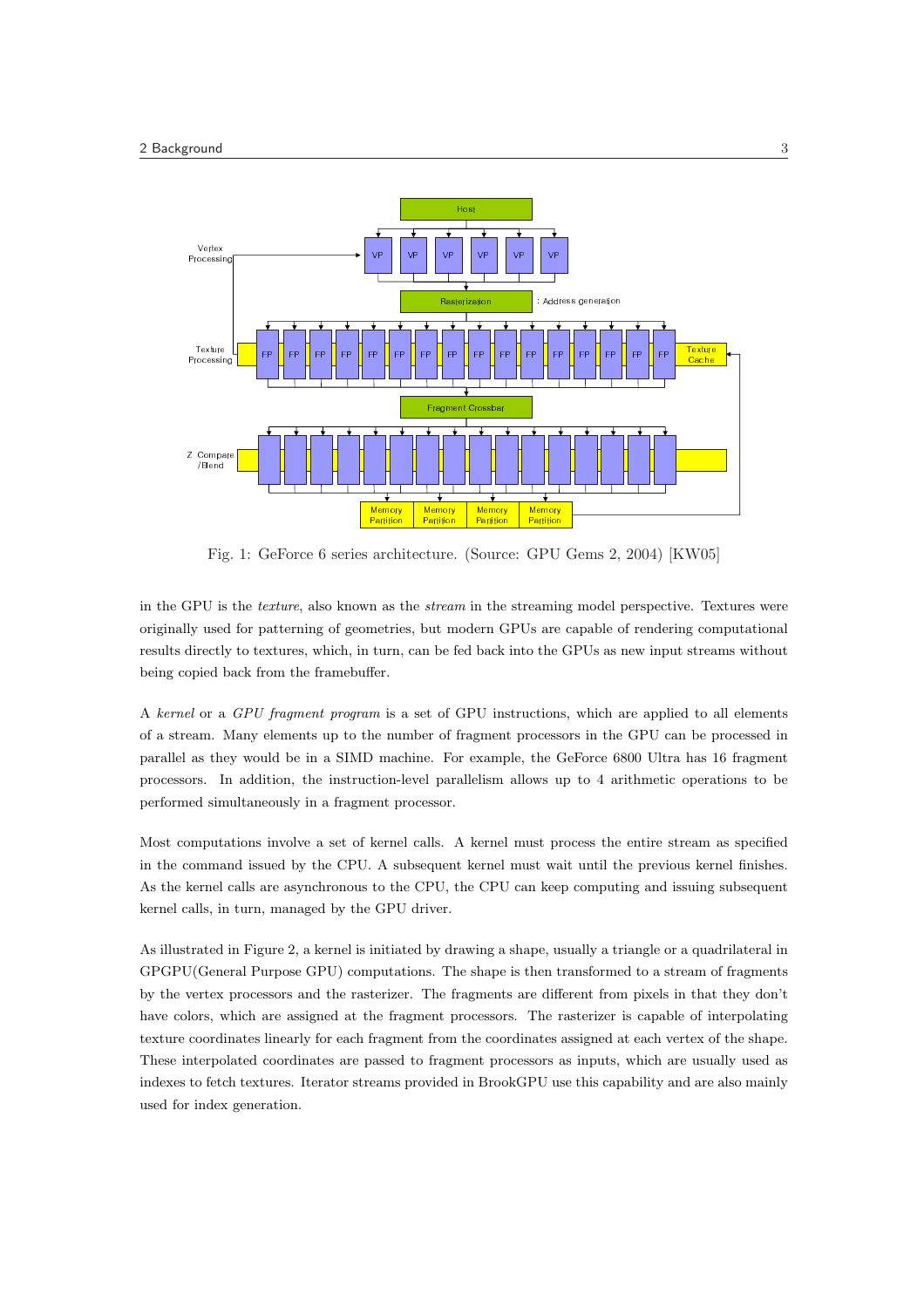Fig. 1: GeForce 6 series architecture. (Source: GPU Gems 2, 2004) [KW05]

in the GPU is the *texture*, also known as the *stream* in the streaming model perspective. Textures were originally used for patterning of geometries, but modern GPUs are capable of rendering computational results directly to textures, which, in turn, can be fed back into the GPUs as new input streams without being copied back from the framebuffer.

A *kernel* or a *GPU fragment program* is a set of GPU instructions, which are applied to all elements of a stream. Many elements up to the number of fragment processors in the GPU can be processed in parallel as they would be in a SIMD machine. For example, the GeForce 6800 Ultra has 16 fragment processors. In addition, the instruction-level parallelism allows up to 4 arithmetic operations to be performed simultaneously in a fragment processor.

Most computations involve a set of kernel calls. A kernel must process the entire stream as specified in the command issued by the CPU. A subsequent kernel must wait until the previous kernel finishes. As the kernel calls are asynchronous to the CPU, the CPU can keep computing and issuing subsequent kernel calls, in turn, managed by the GPU driver.

As illustrated in Figure 2, a kernel is initiated by drawing a shape, usually a triangle or a quadrilateral in GPGPU(General Purpose GPU) computations. The shape is then transformed to a stream of fragments by the vertex processors and the rasterizer. The fragments are different from pixels in that they don't have colors, which are assigned at the fragment processors. The rasterizer is capable of interpolating texture coordinates linearly for each fragment from the coordinates assigned at each vertex of the shape. These interpolated coordinates are passed to fragment processors as inputs, which are usually used as indexes to fetch textures. Iterator streams provided in BrookGPU use this capability and are also mainly used for index generation.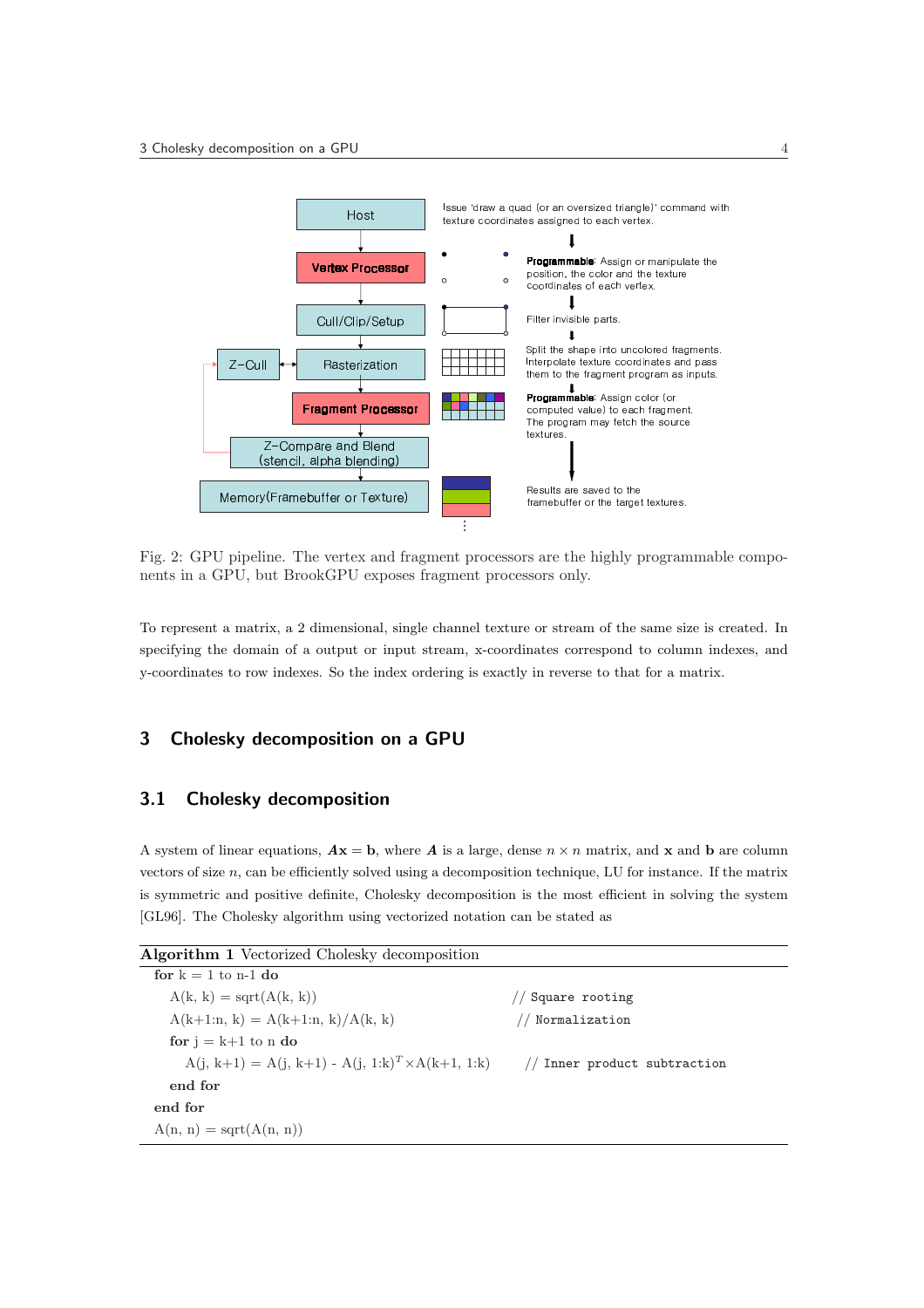Fig. 2: GPU pipeline. The vertex and fragment processors are the highly programmable components in a GPU, but BrookGPU exposes fragment processors only.

To represent a matrix, a 2 dimensional, single channel texture or stream of the same size is created. In specifying the domain of a output or input stream, x-coordinates correspond to column indexes, and y-coordinates to row indexes. So the index ordering is exactly in reverse to that for a matrix.

## 3 Cholesky decomposition on a GPU

### 3.1 Cholesky decomposition

A system of linear equations, $\boldsymbol{A}\mathbf{x} = \mathbf{b}$, where $\boldsymbol{A}$ is a large, dense $n \times n$ matrix, and $\mathbf{x}$ and $\mathbf{b}$ are column vectors of size $n$, can be efficiently solved using a decomposition technique, LU for instance. If the matrix is symmetric and positive definite, Cholesky decomposition is the most efficient in solving the system [GL96]. The Cholesky algorithm using vectorized notation can be stated as

**Algorithm 1** Vectorized Cholesky decomposition

```
for k = 1 to n-1 do
    A(k, k) = sqrt(A(k, k))                              // Square rooting
    A(k+1:n, k) = A(k+1:n, k)/A(k, k)                    // Normalization
    for j = k+1 to n do
        A(j, k+1) = A(j, k+1) - A(j, 1:k)^T × A(k+1, 1:k)   // Inner product subtraction
    end for
end for
A(n, n) = sqrt(A(n, n))
```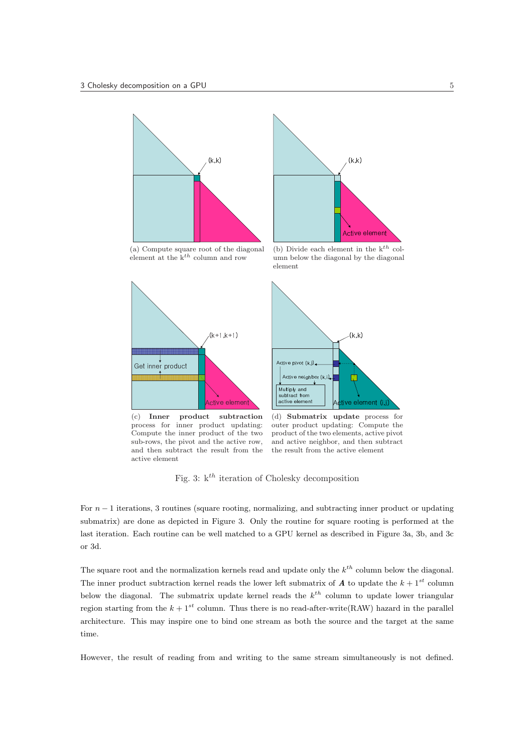(a) Compute square root of the diagonal element at the $k^{th}$ column and row

(b) Divide each element in the $k^{th}$ column below the diagonal by the diagonal element

(c) **Inner product subtraction** process for inner product updating: Compute the inner product of the two sub-rows, the pivot and the active row, and then subtract the result from the active element

(d) **Submatrix update** process for outer product updating: Compute the product of the two elements, active pivot and active neighbor, and then subtract the result from the active element

Fig. 3: $k^{th}$ iteration of Cholesky decomposition

For $n-1$ iterations, 3 routines (square rooting, normalizing, and subtracting inner product or updating submatrix) are done as depicted in Figure 3. Only the routine for square rooting is performed at the last iteration. Each routine can be well matched to a GPU kernel as described in Figure 3a, 3b, and 3c or 3d.

The square root and the normalization kernels read and update only the $k^{th}$ column below the diagonal. The inner product subtraction kernel reads the lower left submatrix of $\boldsymbol{A}$ to update the $k+1^{st}$ column below the diagonal. The submatrix update kernel reads the $k^{th}$ column to update lower triangular region starting from the $k+1^{st}$ column. Thus there is no read-after-write(RAW) hazard in the parallel architecture. This may inspire one to bind one stream as both the source and the target at the same time.

However, the result of reading from and writing to the same stream simultaneously is not defined.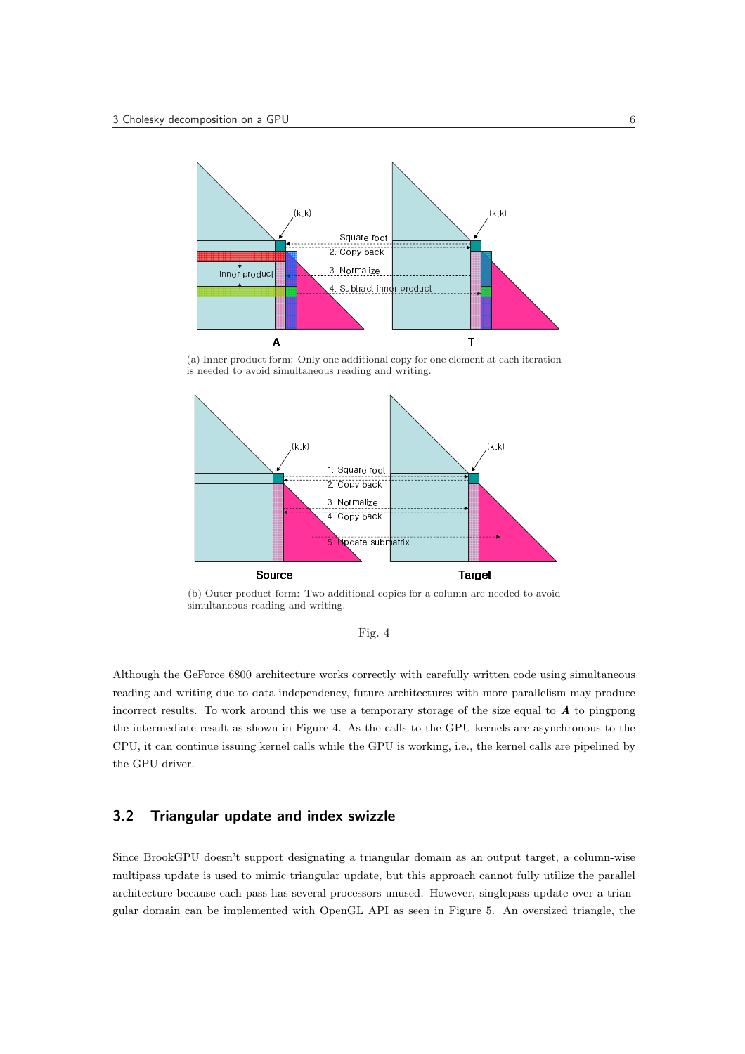(a) Inner product form: Only one additional copy for one element at each iteration is needed to avoid simultaneous reading and writing.

(b) Outer product form: Two additional copies for a column are needed to avoid simultaneous reading and writing.

Fig. 4

Although the GeForce 6800 architecture works correctly with carefully written code using simultaneous reading and writing due to data independency, future architectures with more parallelism may produce incorrect results. To work around this we use a temporary storage of the size equal to $\boldsymbol{A}$ to pingpong the intermediate result as shown in Figure 4. As the calls to the GPU kernels are asynchronous to the CPU, it can continue issuing kernel calls while the GPU is working, i.e., the kernel calls are pipelined by the GPU driver.

## 3.2 Triangular update and index swizzle

Since BrookGPU doesn't support designating a triangular domain as an output target, a column-wise multipass update is used to mimic triangular update, but this approach cannot fully utilize the parallel architecture because each pass has several processors unused. However, singlepass update over a triangular domain can be implemented with OpenGL API as seen in Figure 5. An oversized triangle, the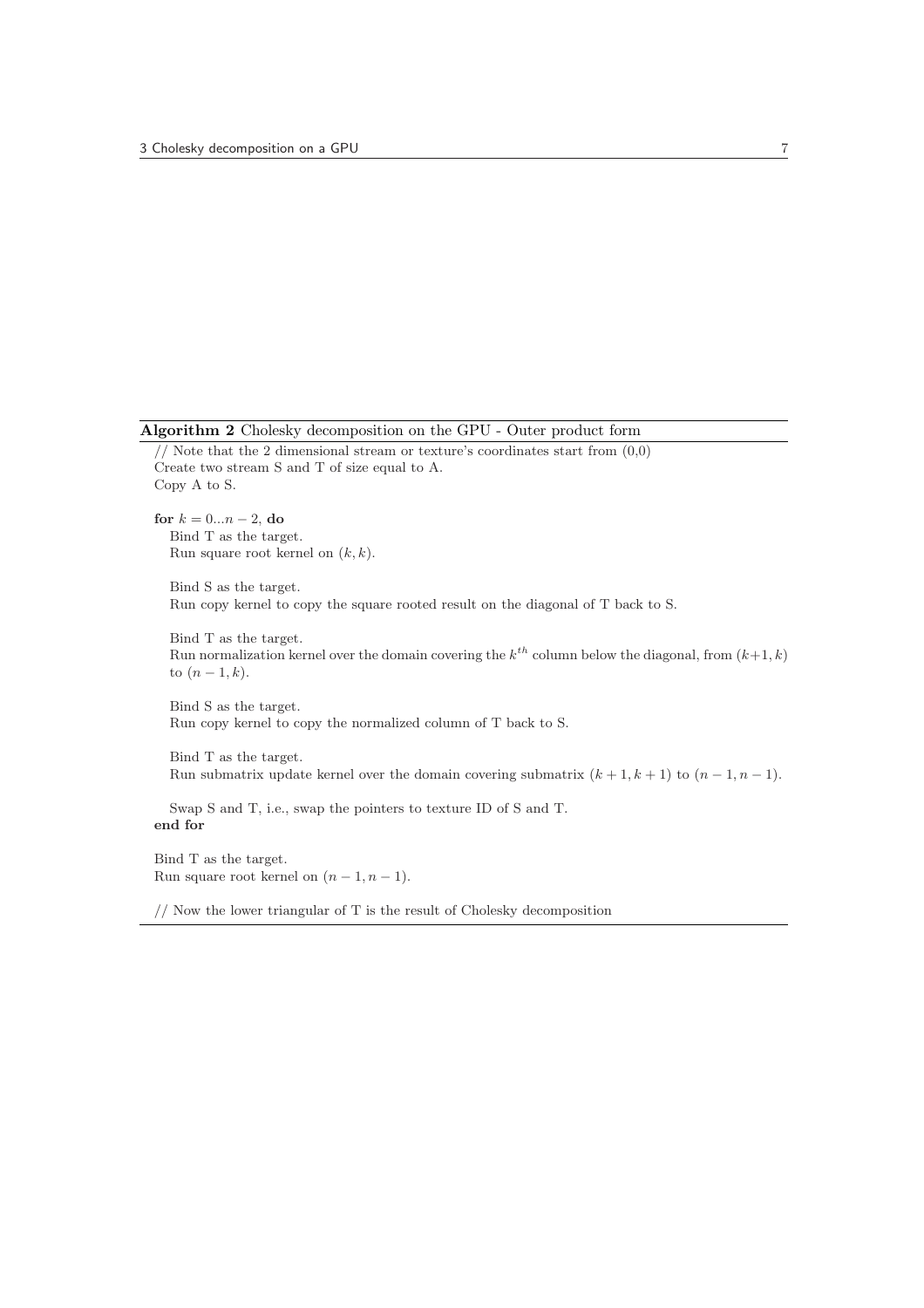**Algorithm 2** Cholesky decomposition on the GPU - Outer product form

// Note that the 2 dimensional stream or texture's coordinates start from (0,0)
Create two stream S and T of size equal to A.
Copy A to S.

**for** $k = 0...n-2$, **do**
  Bind T as the target.
  Run square root kernel on $(k, k)$.

  Bind S as the target.
  Run copy kernel to copy the square rooted result on the diagonal of T back to S.

  Bind T as the target.
  Run normalization kernel over the domain covering the $k^{th}$ column below the diagonal, from $(k+1, k)$ to $(n-1, k)$.

  Bind S as the target.
  Run copy kernel to copy the normalized column of T back to S.

  Bind T as the target.
  Run submatrix update kernel over the domain covering submatrix $(k+1, k+1)$ to $(n-1, n-1)$.

  Swap S and T, i.e., swap the pointers to texture ID of S and T.
**end for**

Bind T as the target.
Run square root kernel on $(n-1, n-1)$.

// Now the lower triangular of T is the result of Cholesky decomposition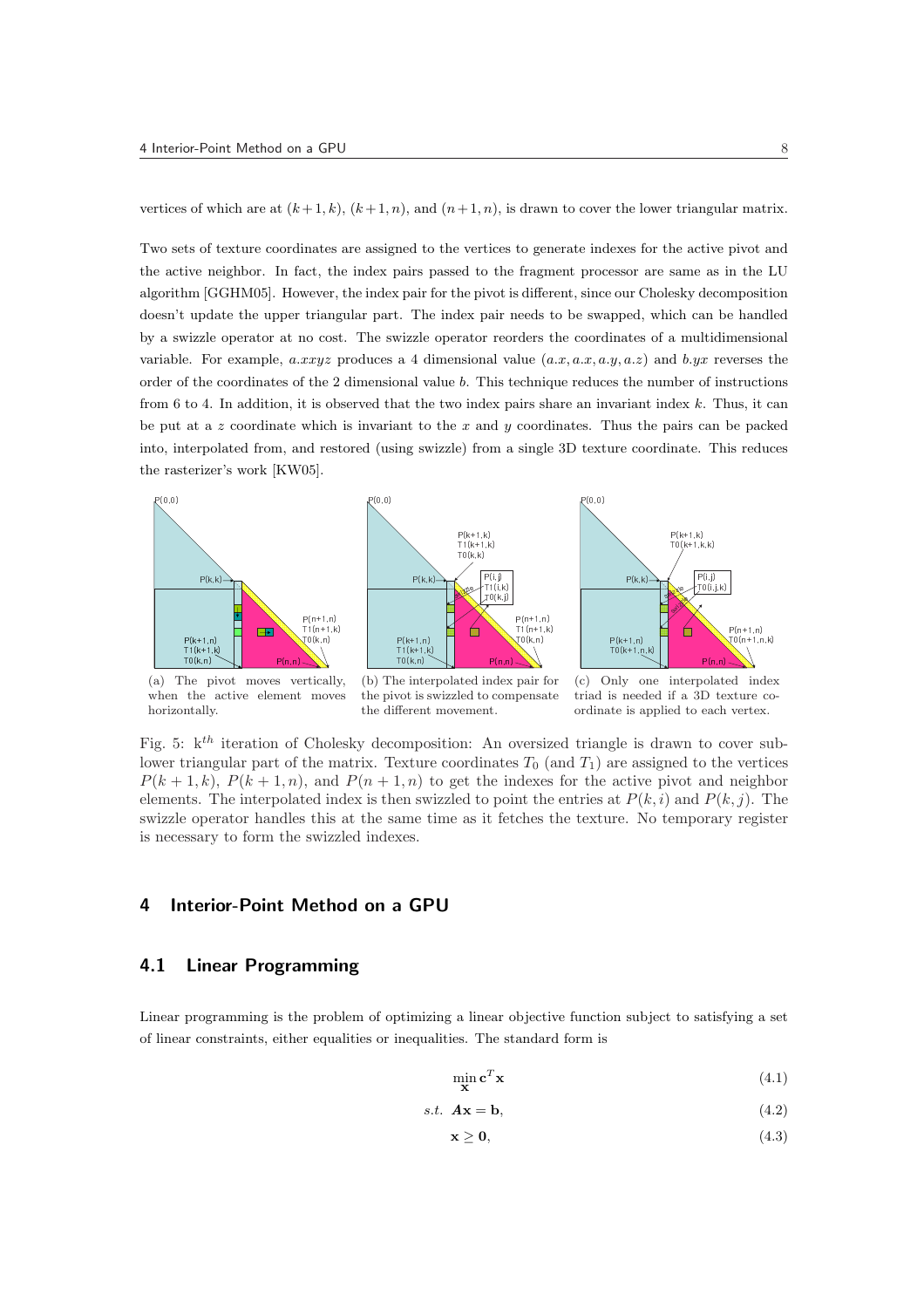vertices of which are at $(k+1, k)$, $(k+1, n)$, and $(n+1, n)$, is drawn to cover the lower triangular matrix.

Two sets of texture coordinates are assigned to the vertices to generate indexes for the active pivot and the active neighbor. In fact, the index pairs passed to the fragment processor are same as in the LU algorithm [GGHM05]. However, the index pair for the pivot is different, since our Cholesky decomposition doesn't update the upper triangular part. The index pair needs to be swapped, which can be handled by a swizzle operator at no cost. The swizzle operator reorders the coordinates of a multidimensional variable. For example, $a.xxyz$ produces a 4 dimensional value $(a.x, a.x, a.y, a.z)$ and $b.yx$ reverses the order of the coordinates of the 2 dimensional value $b$. This technique reduces the number of instructions from 6 to 4. In addition, it is observed that the two index pairs share an invariant index $k$. Thus, it can be put at a $z$ coordinate which is invariant to the $x$ and $y$ coordinates. Thus the pairs can be packed into, interpolated from, and restored (using swizzle) from a single 3D texture coordinate. This reduces the rasterizer's work [KW05].

(a) The pivot moves vertically, when the active element moves horizontally.

(b) The interpolated index pair for the pivot is swizzled to compensate the different movement.

(c) Only one interpolated index triad is needed if a 3D texture coordinate is applied to each vertex.

Fig. 5: k$^{th}$ iteration of Cholesky decomposition: An oversized triangle is drawn to cover sub-lower triangular part of the matrix. Texture coordinates $T_0$ (and $T_1$) are assigned to the vertices $P(k+1, k)$, $P(k+1, n)$, and $P(n+1, n)$ to get the indexes for the active pivot and neighbor elements. The interpolated index is then swizzled to point the entries at $P(k, i)$ and $P(k, j)$. The swizzle operator handles this at the same time as it fetches the texture. No temporary register is necessary to form the swizzled indexes.

## 4 Interior-Point Method on a GPU

### 4.1 Linear Programming

Linear programming is the problem of optimizing a linear objective function subject to satisfying a set of linear constraints, either equalities or inequalities. The standard form is

$$\min_{\mathbf{x}} \mathbf{c}^T \mathbf{x} \tag{4.1}$$

$$s.t.\ \ \boldsymbol{A}\mathbf{x} = \mathbf{b}, \tag{4.2}$$

$$\mathbf{x} \geq \mathbf{0}, \tag{4.3}$$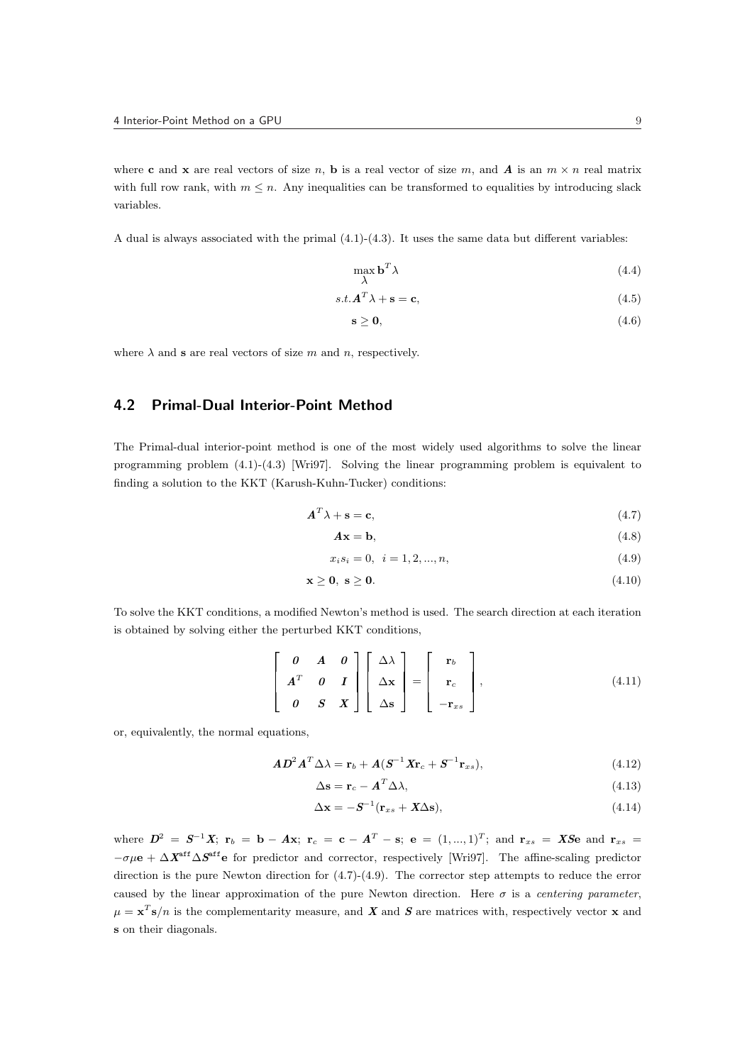where $\mathbf{c}$ and $\mathbf{x}$ are real vectors of size $n$, $\mathbf{b}$ is a real vector of size $m$, and $\boldsymbol{A}$ is an $m \times n$ real matrix with full row rank, with $m \leq n$. Any inequalities can be transformed to equalities by introducing slack variables.

A dual is always associated with the primal (4.1)-(4.3). It uses the same data but different variables:

$$\max_{\lambda} \mathbf{b}^T \lambda \tag{4.4}$$

$$s.t. \boldsymbol{A}^T \lambda + \mathbf{s} = \mathbf{c}, \tag{4.5}$$

$$\mathbf{s} \geq \mathbf{0}, \tag{4.6}$$

where $\lambda$ and $\mathbf{s}$ are real vectors of size $m$ and $n$, respectively.

## 4.2 Primal-Dual Interior-Point Method

The Primal-dual interior-point method is one of the most widely used algorithms to solve the linear programming problem (4.1)-(4.3) [Wri97]. Solving the linear programming problem is equivalent to finding a solution to the KKT (Karush-Kuhn-Tucker) conditions:

$$\boldsymbol{A}^T \lambda + \mathbf{s} = \mathbf{c}, \tag{4.7}$$

$$\boldsymbol{A}\mathbf{x} = \mathbf{b}, \tag{4.8}$$

$$x_i s_i = 0, \quad i = 1, 2, ..., n, \tag{4.9}$$

$$\mathbf{x} \geq \mathbf{0}, \ \mathbf{s} \geq \mathbf{0}. \tag{4.10}$$

To solve the KKT conditions, a modified Newton's method is used. The search direction at each iteration is obtained by solving either the perturbed KKT conditions,

$$\begin{bmatrix} \boldsymbol{0} & \boldsymbol{A} & \boldsymbol{0} \\ \boldsymbol{A}^T & \boldsymbol{0} & \boldsymbol{I} \\ \boldsymbol{0} & \boldsymbol{S} & \boldsymbol{X} \end{bmatrix} \begin{bmatrix} \Delta\lambda \\ \Delta\mathbf{x} \\ \Delta\mathbf{s} \end{bmatrix} = \begin{bmatrix} \mathbf{r}_b \\ \mathbf{r}_c \\ -\mathbf{r}_{xs} \end{bmatrix}, \tag{4.11}$$

or, equivalently, the normal equations,

$$\boldsymbol{A}\boldsymbol{D}^2\boldsymbol{A}^T \Delta\lambda = \mathbf{r}_b + \boldsymbol{A}(\boldsymbol{S}^{-1}\boldsymbol{X}\mathbf{r}_c + \boldsymbol{S}^{-1}\mathbf{r}_{xs}), \tag{4.12}$$

$$\Delta\mathbf{s} = \mathbf{r}_c - \boldsymbol{A}^T \Delta\lambda, \tag{4.13}$$

$$\Delta\mathbf{x} = -\boldsymbol{S}^{-1}(\mathbf{r}_{xs} + \boldsymbol{X}\Delta\mathbf{s}), \tag{4.14}$$

where $\boldsymbol{D}^2 = \boldsymbol{S}^{-1}\boldsymbol{X}$; $\mathbf{r}_b = \mathbf{b} - \boldsymbol{A}\mathbf{x}$; $\mathbf{r}_c = \mathbf{c} - \boldsymbol{A}^T - \mathbf{s}$; $\mathbf{e} = (1, ..., 1)^T$; and $\mathbf{r}_{xs} = \boldsymbol{X}\boldsymbol{S}\mathbf{e}$ and $\mathbf{r}_{xs} = -\sigma\mu\mathbf{e} + \Delta\boldsymbol{X}^{\text{aff}}\Delta\boldsymbol{S}^{\text{aff}}\mathbf{e}$ for predictor and corrector, respectively [Wri97]. The affine-scaling predictor direction is the pure Newton direction for (4.7)-(4.9). The corrector step attempts to reduce the error caused by the linear approximation of the pure Newton direction. Here $\sigma$ is a *centering parameter*, $\mu = \mathbf{x}^T\mathbf{s}/n$ is the complementarity measure, and $\boldsymbol{X}$ and $\boldsymbol{S}$ are matrices with, respectively vector $\mathbf{x}$ and $\mathbf{s}$ on their diagonals.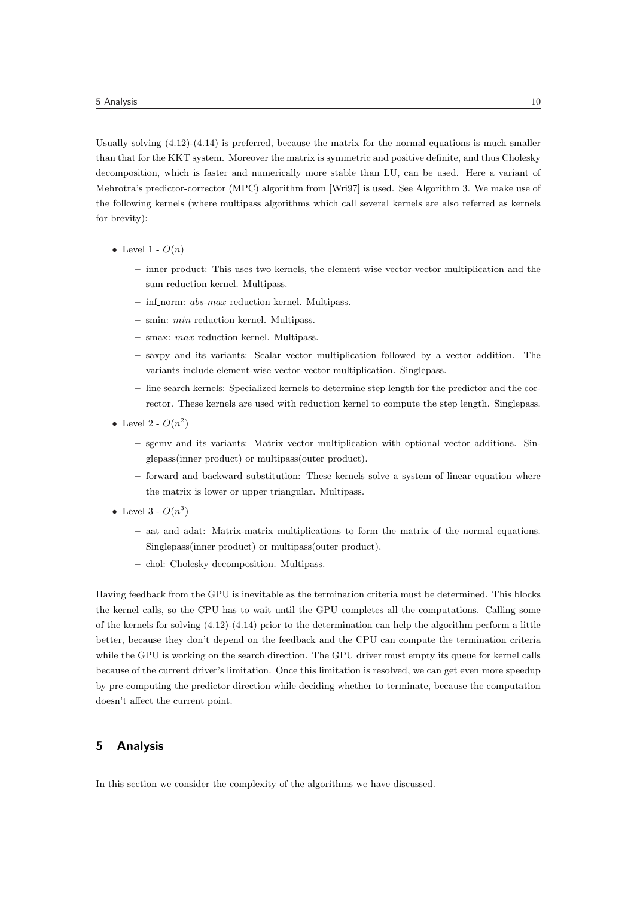Usually solving (4.12)-(4.14) is preferred, because the matrix for the normal equations is much smaller than that for the KKT system. Moreover the matrix is symmetric and positive definite, and thus Cholesky decomposition, which is faster and numerically more stable than LU, can be used. Here a variant of Mehrotra's predictor-corrector (MPC) algorithm from [Wri97] is used. See Algorithm 3. We make use of the following kernels (where multipass algorithms which call several kernels are also referred as kernels for brevity):

- Level 1 - $O(n)$
  - inner product: This uses two kernels, the element-wise vector-vector multiplication and the sum reduction kernel. Multipass.
  - inf_norm: *abs-max* reduction kernel. Multipass.
  - smin: *min* reduction kernel. Multipass.
  - smax: *max* reduction kernel. Multipass.
  - saxpy and its variants: Scalar vector multiplication followed by a vector addition. The variants include element-wise vector-vector multiplication. Singlepass.
  - line search kernels: Specialized kernels to determine step length for the predictor and the corrector. These kernels are used with reduction kernel to compute the step length. Singlepass.
- Level 2 - $O(n^2)$
  - sgemv and its variants: Matrix vector multiplication with optional vector additions. Singlepass(inner product) or multipass(outer product).
  - forward and backward substitution: These kernels solve a system of linear equation where the matrix is lower or upper triangular. Multipass.
- Level 3 - $O(n^3)$
  - aat and adat: Matrix-matrix multiplications to form the matrix of the normal equations. Singlepass(inner product) or multipass(outer product).
  - chol: Cholesky decomposition. Multipass.

Having feedback from the GPU is inevitable as the termination criteria must be determined. This blocks the kernel calls, so the CPU has to wait until the GPU completes all the computations. Calling some of the kernels for solving (4.12)-(4.14) prior to the determination can help the algorithm perform a little better, because they don't depend on the feedback and the CPU can compute the termination criteria while the GPU is working on the search direction. The GPU driver must empty its queue for kernel calls because of the current driver's limitation. Once this limitation is resolved, we can get even more speedup by pre-computing the predictor direction while deciding whether to terminate, because the computation doesn't affect the current point.

## 5 Analysis

In this section we consider the complexity of the algorithms we have discussed.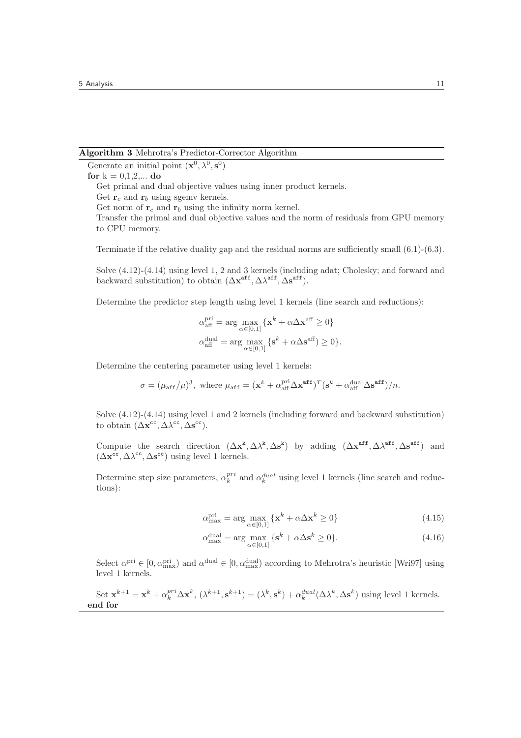**Algorithm 3** Mehrotra's Predictor-Corrector Algorithm

Generate an initial point $(\mathbf{x}^0, \lambda^0, \mathbf{s}^0)$

**for** k = 0,1,2,... **do**

Get primal and dual objective values using inner product kernels.

Get $\mathbf{r}_c$ and $\mathbf{r}_b$ using sgemv kernels.

Get norm of $\mathbf{r}_c$ and $\mathbf{r}_b$ using the infinity norm kernel.

Transfer the primal and dual objective values and the norm of residuals from GPU memory to CPU memory.

Terminate if the relative duality gap and the residual norms are sufficiently small (6.1)-(6.3).

Solve (4.12)-(4.14) using level 1, 2 and 3 kernels (including adat; Cholesky; and forward and backward substitution) to obtain $(\Delta\mathbf{x}^{\mathtt{aff}}, \Delta\lambda^{\mathtt{aff}}, \Delta\mathbf{s}^{\mathtt{aff}})$.

Determine the predictor step length using level 1 kernels (line search and reductions):

$$\alpha_{\text{aff}}^{\text{pri}} = \arg\max_{\alpha\in[0,1]} \{\mathbf{x}^k + \alpha\Delta\mathbf{x}^{\text{aff}} \geq 0\}$$

$$\alpha_{\text{aff}}^{\text{dual}} = \arg\max_{\alpha\in[0,1]} \{\mathbf{s}^k + \alpha\Delta\mathbf{s}^{\text{aff}}) \geq 0\}.$$

Determine the centering parameter using level 1 kernels:

$$\sigma = (\mu_{\mathtt{aff}}/\mu)^3, \text{ where } \mu_{\mathtt{aff}} = (\mathbf{x}^k + \alpha_{\text{aff}}^{\text{pri}}\Delta\mathbf{x}^{\mathtt{aff}})^T(\mathbf{s}^k + \alpha_{\text{aff}}^{\text{dual}}\Delta\mathbf{s}^{\mathtt{aff}})/n.$$

Solve (4.12)-(4.14) using level 1 and 2 kernels (including forward and backward substitution) to obtain $(\Delta\mathbf{x}^{\mathtt{cc}}, \Delta\lambda^{\mathtt{cc}}, \Delta\mathbf{s}^{\mathtt{cc}})$.

Compute the search direction $(\Delta\mathbf{x}^{\mathtt{k}}, \Delta\lambda^{\mathtt{k}}, \Delta\mathbf{s}^{\mathtt{k}})$ by adding $(\Delta\mathbf{x}^{\mathtt{aff}}, \Delta\lambda^{\mathtt{aff}}, \Delta\mathbf{s}^{\mathtt{aff}})$ and $(\Delta\mathbf{x}^{\mathtt{cc}}, \Delta\lambda^{\mathtt{cc}}, \Delta\mathbf{s}^{\mathtt{cc}})$ using level 1 kernels.

Determine step size parameters, $\alpha_k^{pri}$ and $\alpha_k^{dual}$ using level 1 kernels (line search and reductions):

$$\alpha_{\max}^{\text{pri}} = \arg\max_{\alpha\in[0,1]} \{\mathbf{x}^k + \alpha\Delta\mathbf{x}^k \geq 0\} \tag{4.15}$$

$$\alpha_{\max}^{\text{dual}} = \arg\max_{\alpha\in[0,1]} \{\mathbf{s}^k + \alpha\Delta\mathbf{s}^k \geq 0\}. \tag{4.16}$$

Select $\alpha^{\text{pri}} \in [0, \alpha_{\max}^{\text{pri}})$ and $\alpha^{\text{dual}} \in [0, \alpha_{\max}^{\text{dual}})$ according to Mehrotra's heuristic [Wri97] using level 1 kernels.

Set $\mathbf{x}^{k+1} = \mathbf{x}^k + \alpha_k^{pri}\Delta\mathbf{x}^k$, $(\lambda^{k+1}, \mathbf{s}^{k+1}) = (\lambda^k, \mathbf{s}^k) + \alpha_k^{dual}(\Delta\lambda^k, \Delta\mathbf{s}^k)$ using level 1 kernels.

**end for**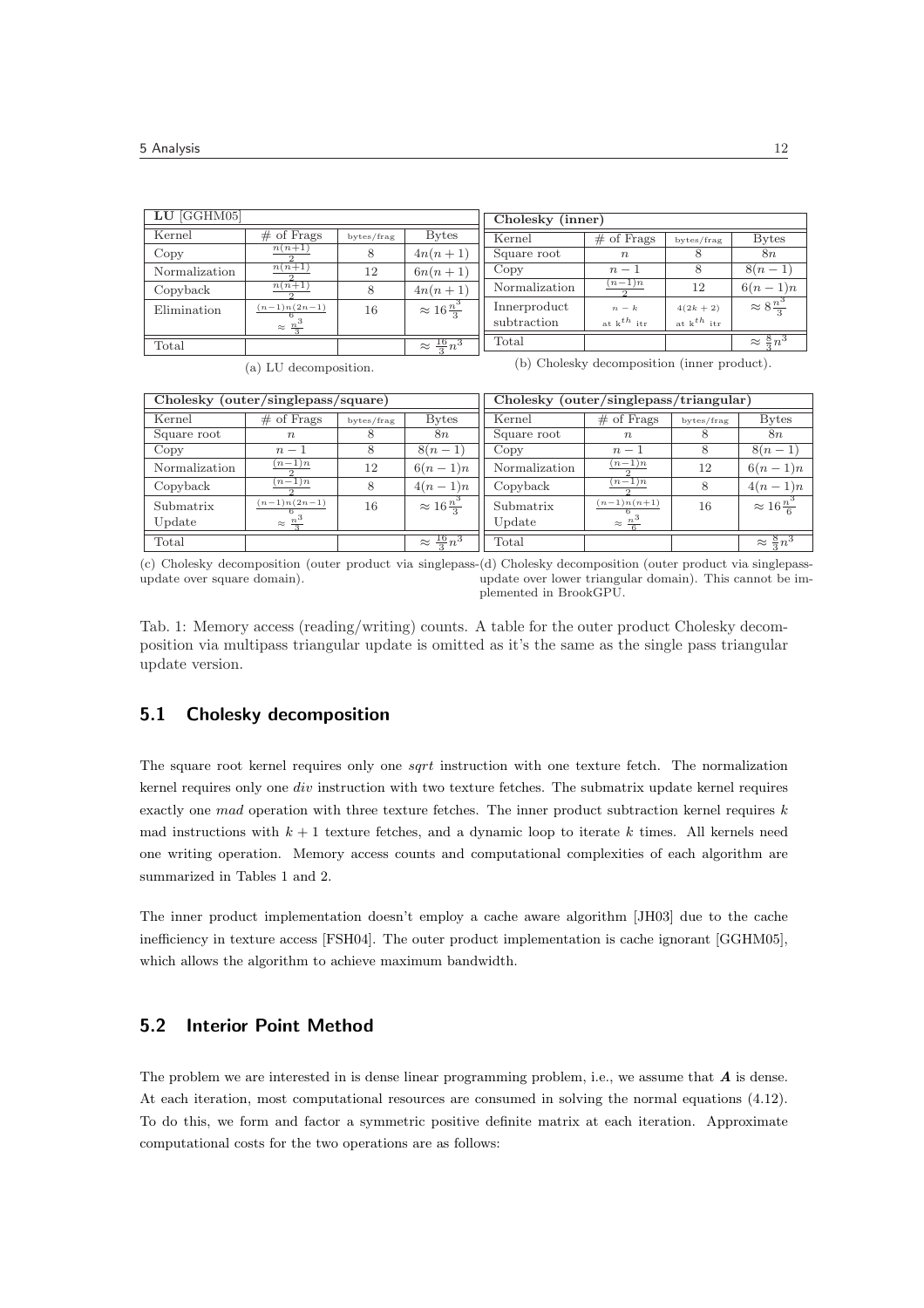**LU** [GGHM05]

| Kernel | # of Frags | bytes/frag | Bytes |
|---|---|---|---|
| Copy | $\frac{n(n+1)}{2}$ | 8 | $4n(n+1)$ |
| Normalization | $\frac{n(n+1)}{2}$ | 12 | $6n(n+1)$ |
| Copyback | $\frac{n(n+1)}{2}$ | 8 | $4n(n+1)$ |
| Elimination | $\frac{(n-1)n(2n-1)}{6}$ $\approx \frac{n^3}{3}$ | 16 | $\approx 16\frac{n^3}{3}$ |
| Total | | | $\approx \frac{16}{3}n^3$ |

(a) LU decomposition.

**Cholesky (inner)**

| Kernel | # of Frags | bytes/frag | Bytes |
|---|---|---|---|
| Square root | $n$ | 8 | $8n$ |
| Copy | $n-1$ | 8 | $8(n-1)$ |
| Normalization | $\frac{(n-1)n}{2}$ | 12 | $6(n-1)n$ |
| Innerproduct subtraction | $n-k$ at $k^{th}$ itr | $4(2k+2)$ at $k^{th}$ itr | $\approx 8\frac{n^3}{3}$ |
| Total | | | $\approx \frac{8}{3}n^3$ |

(b) Cholesky decomposition (inner product).

**Cholesky (outer/singlepass/square)**

| Kernel | # of Frags | bytes/frag | Bytes |
|---|---|---|---|
| Square root | $n$ | 8 | $8n$ |
| Copy | $n-1$ | 8 | $8(n-1)$ |
| Normalization | $\frac{(n-1)n}{2}$ | 12 | $6(n-1)n$ |
| Copyback | $\frac{(n-1)n}{2}$ | 8 | $4(n-1)n$ |
| Submatrix Update | $\frac{(n-1)n(2n-1)}{6}$ $\approx \frac{n^3}{3}$ | 16 | $\approx 16\frac{n^3}{3}$ |
| Total | | | $\approx \frac{16}{3}n^3$ |

(c) Cholesky decomposition (outer product via singlepass-update over square domain).

**Cholesky (outer/singlepass/triangular)**

| Kernel | # of Frags | bytes/frag | Bytes |
|---|---|---|---|
| Square root | $n$ | 8 | $8n$ |
| Copy | $n-1$ | 8 | $8(n-1)$ |
| Normalization | $\frac{(n-1)n}{2}$ | 12 | $6(n-1)n$ |
| Copyback | $\frac{(n-1)n}{2}$ | 8 | $4(n-1)n$ |
| Submatrix Update | $\frac{(n-1)n(n+1)}{6}$ $\approx \frac{n^3}{6}$ | 16 | $\approx 16\frac{n^3}{6}$ |
| Total | | | $\approx \frac{8}{3}n^3$ |

(d) Cholesky decomposition (outer product via singlepass-update over lower triangular domain). This cannot be implemented in BrookGPU.

Tab. 1: Memory access (reading/writing) counts. A table for the outer product Cholesky decomposition via multipass triangular update is omitted as it's the same as the single pass triangular update version.

## 5.1 Cholesky decomposition

The square root kernel requires only one *sqrt* instruction with one texture fetch. The normalization kernel requires only one *div* instruction with two texture fetches. The submatrix update kernel requires exactly one *mad* operation with three texture fetches. The inner product subtraction kernel requires $k$ mad instructions with $k+1$ texture fetches, and a dynamic loop to iterate $k$ times. All kernels need one writing operation. Memory access counts and computational complexities of each algorithm are summarized in Tables 1 and 2.

The inner product implementation doesn't employ a cache aware algorithm [JH03] due to the cache inefficiency in texture access [FSH04]. The outer product implementation is cache ignorant [GGHM05], which allows the algorithm to achieve maximum bandwidth.

## 5.2 Interior Point Method

The problem we are interested in is dense linear programming problem, i.e., we assume that $\boldsymbol{A}$ is dense. At each iteration, most computational resources are consumed in solving the normal equations (4.12). To do this, we form and factor a symmetric positive definite matrix at each iteration. Approximate computational costs for the two operations are as follows: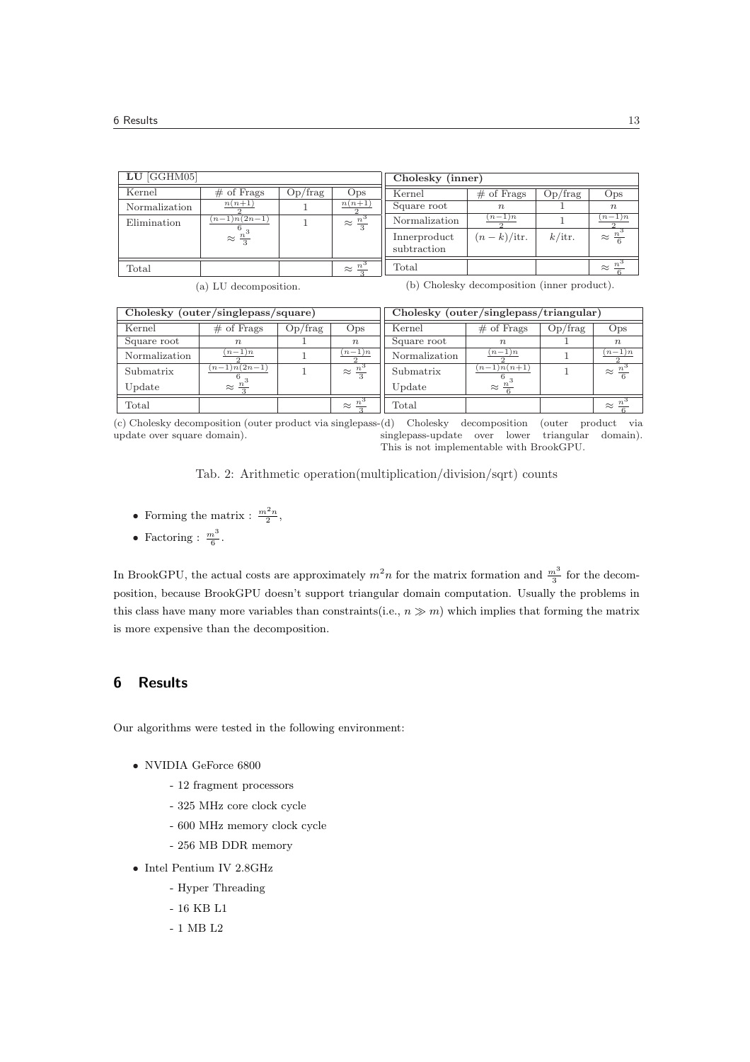| **LU** [GGHM05] | | | |
|---|---|---|---|
| Kernel | # of Frags | Op/frag | Ops |
| Normalization | $\frac{n(n+1)}{2}$ | 1 | $\frac{n(n+1)}{2}$ |
| Elimination | $\frac{(n-1)n(2n-1)}{6}$ $\approx \frac{n^3}{3}$ | 1 | $\approx \frac{n^3}{3}$ |
| Total | | | $\approx \frac{n^3}{3}$ |

(a) LU decomposition.

| **Cholesky (inner)** | | | |
|---|---|---|---|
| Kernel | # of Frags | Op/frag | Ops |
| Square root | $n$ | 1 | $n$ |
| Normalization | $\frac{(n-1)n}{2}$ | 1 | $\frac{(n-1)n}{2}$ |
| Innerproduct subtraction | $(n-k)$/itr. | $k$/itr. | $\approx \frac{n^3}{6}$ |
| Total | | | $\approx \frac{n^3}{6}$ |

(b) Cholesky decomposition (inner product).

| **Cholesky (outer/singlepass/square)** | | | |
|---|---|---|---|
| Kernel | # of Frags | Op/frag | Ops |
| Square root | $n$ | 1 | $n$ |
| Normalization | $\frac{(n-1)n}{2}$ | 1 | $\frac{(n-1)n}{2}$ |
| Submatrix Update | $\frac{(n-1)n(2n-1)}{6}$ $\approx \frac{n^3}{3}$ | 1 | $\approx \frac{n^3}{3}$ |
| Total | | | $\approx \frac{n^3}{3}$ |

(c) Cholesky decomposition (outer product via singlepass-update over square domain).

| **Cholesky (outer/singlepass/triangular)** | | | |
|---|---|---|---|
| Kernel | # of Frags | Op/frag | Ops |
| Square root | $n$ | 1 | $n$ |
| Normalization | $\frac{(n-1)n}{2}$ | 1 | $\frac{(n-1)n}{2}$ |
| Submatrix Update | $\frac{(n-1)n(n+1)}{6}$ $\approx \frac{n^3}{6}$ | 1 | $\approx \frac{n^3}{6}$ |
| Total | | | $\approx \frac{n^3}{6}$ |

(d) Cholesky decomposition (outer product via singlepass-update over lower triangular domain). This is not implementable with BrookGPU.

Tab. 2: Arithmetic operation(multiplication/division/sqrt) counts

- Forming the matrix : $\frac{m^2 n}{2}$,
- Factoring : $\frac{m^3}{6}$.

In BrookGPU, the actual costs are approximately $m^2 n$ for the matrix formation and $\frac{m^3}{3}$ for the decomposition, because BrookGPU doesn't support triangular domain computation. Usually the problems in this class have many more variables than constraints(i.e., $n \gg m$) which implies that forming the matrix is more expensive than the decomposition.

## 6 Results

Our algorithms were tested in the following environment:

- NVIDIA GeForce 6800
  - 12 fragment processors
  - 325 MHz core clock cycle
  - 600 MHz memory clock cycle
  - 256 MB DDR memory
- Intel Pentium IV 2.8GHz
  - Hyper Threading
  - 16 KB L1
  - 1 MB L2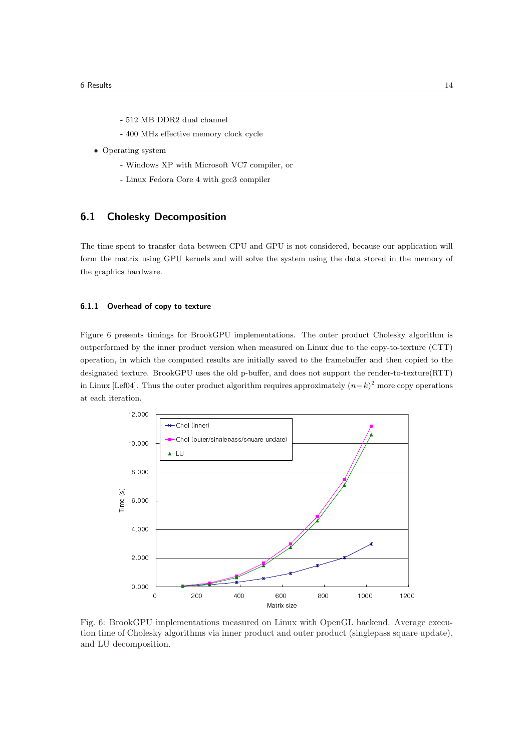- 512 MB DDR2 dual channel
  - 400 MHz effective memory clock cycle
- Operating system
  - Windows XP with Microsoft VC7 compiler, or
  - Linux Fedora Core 4 with gcc3 compiler

## 6.1 Cholesky Decomposition

The time spent to transfer data between CPU and GPU is not considered, because our application will form the matrix using GPU kernels and will solve the system using the data stored in the memory of the graphics hardware.

### 6.1.1 Overhead of copy to texture

Figure 6 presents timings for BrookGPU implementations. The outer product Cholesky algorithm is outperformed by the inner product version when measured on Linux due to the copy-to-texture (CTT) operation, in which the computed results are initially saved to the framebuffer and then copied to the designated texture. BrookGPU uses the old p-buffer, and does not support the render-to-texture(RTT) in Linux [Lef04]. Thus the outer product algorithm requires approximately $(n-k)^2$ more copy operations at each iteration.

Fig. 6: BrookGPU implementations measured on Linux with OpenGL backend. Average execution time of Cholesky algorithms via inner product and outer product (singlepass square update), and LU decomposition.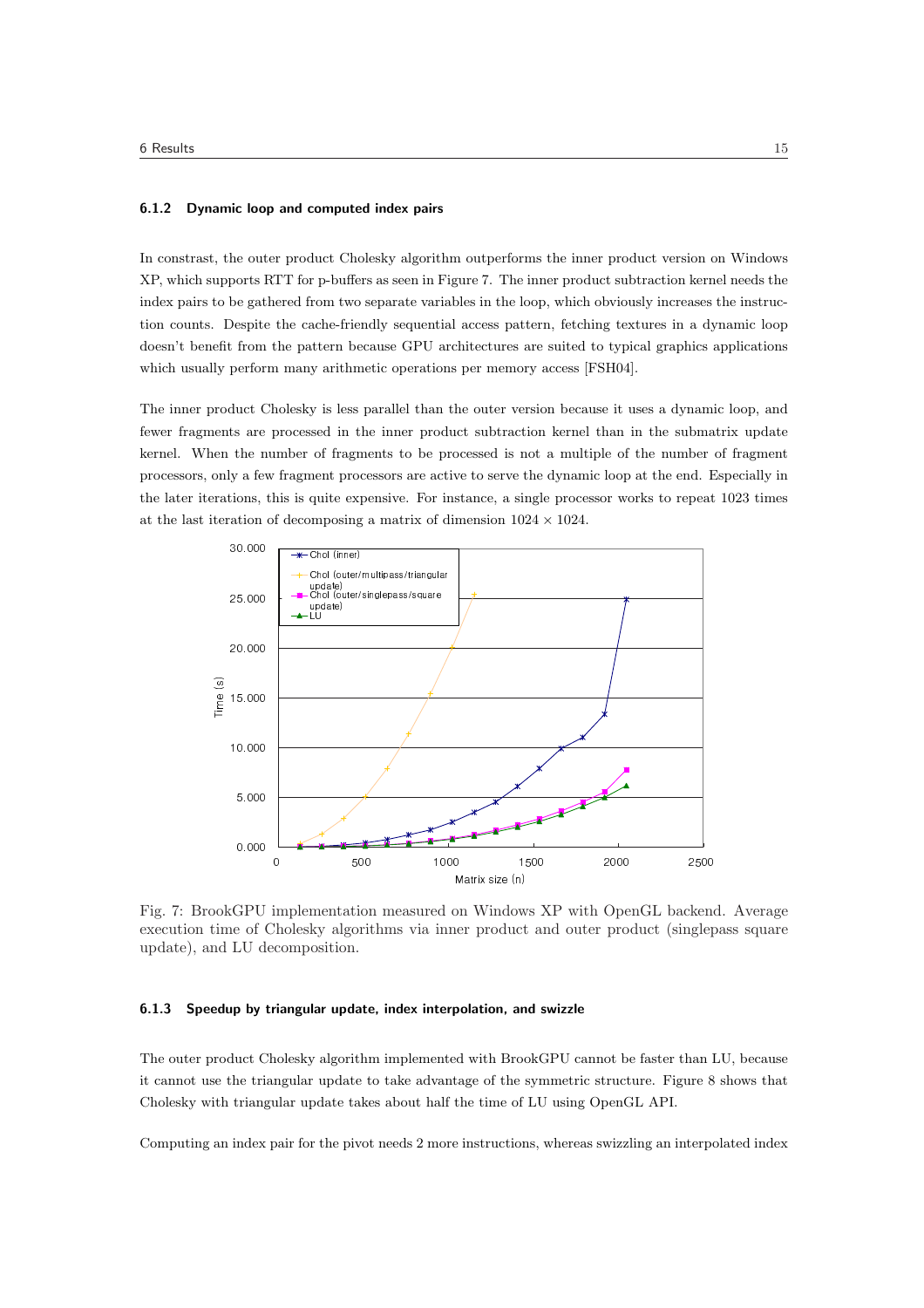### 6.1.2 Dynamic loop and computed index pairs

In constrast, the outer product Cholesky algorithm outperforms the inner product version on Windows XP, which supports RTT for p-buffers as seen in Figure 7. The inner product subtraction kernel needs the index pairs to be gathered from two separate variables in the loop, which obviously increases the instruction counts. Despite the cache-friendly sequential access pattern, fetching textures in a dynamic loop doesn't benefit from the pattern because GPU architectures are suited to typical graphics applications which usually perform many arithmetic operations per memory access [FSH04].

The inner product Cholesky is less parallel than the outer version because it uses a dynamic loop, and fewer fragments are processed in the inner product subtraction kernel than in the submatrix update kernel. When the number of fragments to be processed is not a multiple of the number of fragment processors, only a few fragment processors are active to serve the dynamic loop at the end. Especially in the later iterations, this is quite expensive. For instance, a single processor works to repeat 1023 times at the last iteration of decomposing a matrix of dimension $1024 \times 1024$.

Fig. 7: BrookGPU implementation measured on Windows XP with OpenGL backend. Average execution time of Cholesky algorithms via inner product and outer product (singlepass square update), and LU decomposition.

### 6.1.3 Speedup by triangular update, index interpolation, and swizzle

The outer product Cholesky algorithm implemented with BrookGPU cannot be faster than LU, because it cannot use the triangular update to take advantage of the symmetric structure. Figure 8 shows that Cholesky with triangular update takes about half the time of LU using OpenGL API.

Computing an index pair for the pivot needs 2 more instructions, whereas swizzling an interpolated index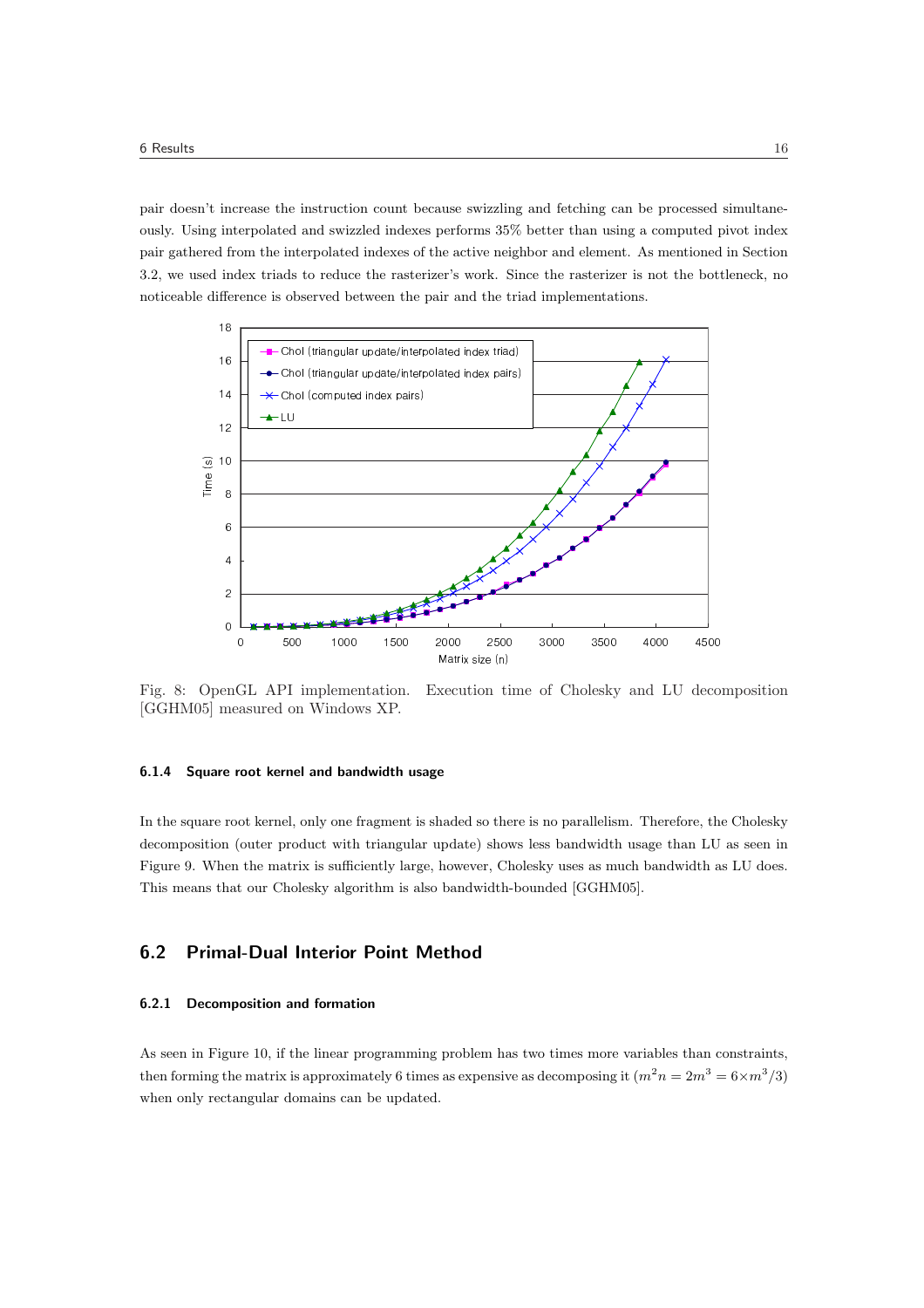pair doesn't increase the instruction count because swizzling and fetching can be processed simultaneously. Using interpolated and swizzled indexes performs 35% better than using a computed pivot index pair gathered from the interpolated indexes of the active neighbor and element. As mentioned in Section 3.2, we used index triads to reduce the rasterizer's work. Since the rasterizer is not the bottleneck, no noticeable difference is observed between the pair and the triad implementations.

Fig. 8: OpenGL API implementation. Execution time of Cholesky and LU decomposition [GGHM05] measured on Windows XP.

### 6.1.4 Square root kernel and bandwidth usage

In the square root kernel, only one fragment is shaded so there is no parallelism. Therefore, the Cholesky decomposition (outer product with triangular update) shows less bandwidth usage than LU as seen in Figure 9. When the matrix is sufficiently large, however, Cholesky uses as much bandwidth as LU does. This means that our Cholesky algorithm is also bandwidth-bounded [GGHM05].

## 6.2 Primal-Dual Interior Point Method

### 6.2.1 Decomposition and formation

As seen in Figure 10, if the linear programming problem has two times more variables than constraints, then forming the matrix is approximately 6 times as expensive as decomposing it ($m^2n = 2m^3 = 6\times m^3/3$) when only rectangular domains can be updated.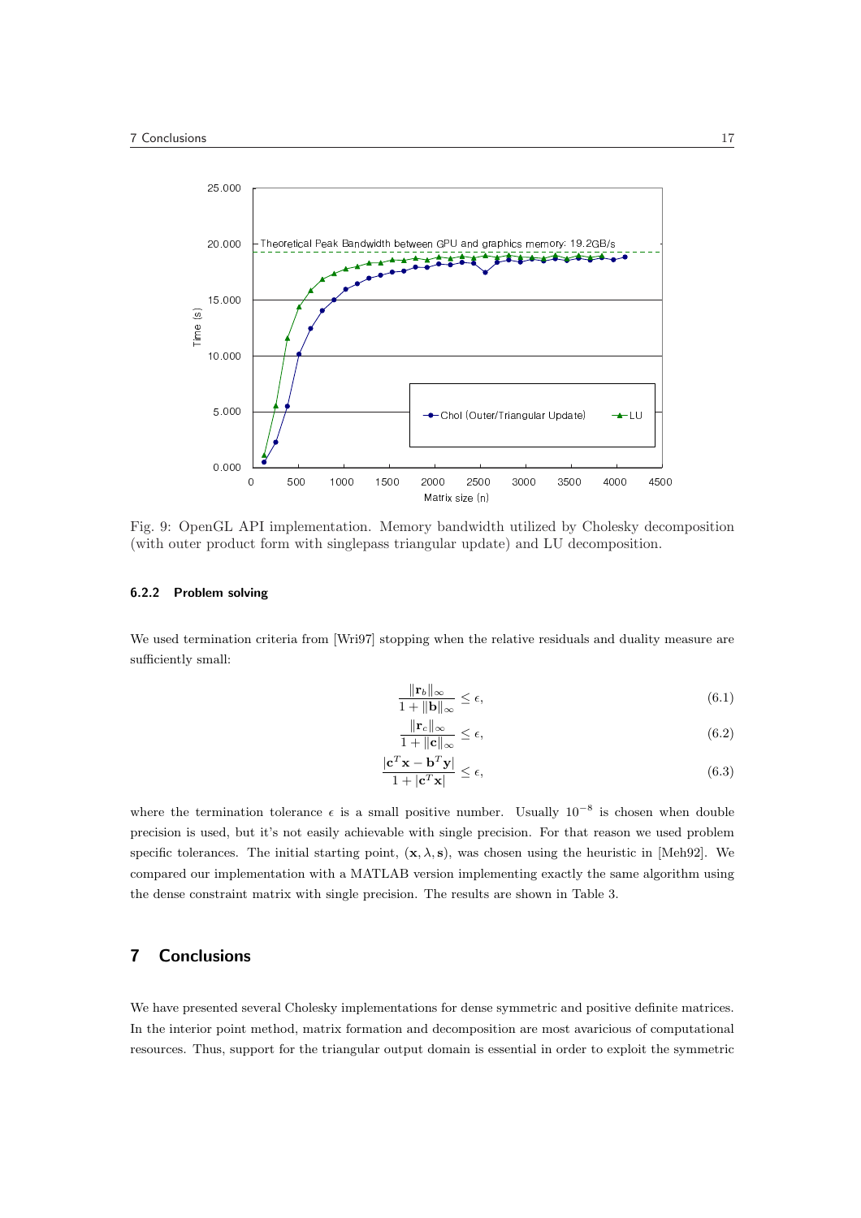Fig. 9: OpenGL API implementation. Memory bandwidth utilized by Cholesky decomposition (with outer product form with singlepass triangular update) and LU decomposition.

#### 6.2.2 Problem solving

We used termination criteria from [Wri97] stopping when the relative residuals and duality measure are sufficiently small:

$$\frac{\|\mathbf{r}_b\|_\infty}{1+\|\mathbf{b}\|_\infty} \leq \epsilon, \tag{6.1}$$

$$\frac{\|\mathbf{r}_c\|_\infty}{1+\|\mathbf{c}\|_\infty} \leq \epsilon, \tag{6.2}$$

$$\frac{|\mathbf{c}^T\mathbf{x} - \mathbf{b}^T\mathbf{y}|}{1+|\mathbf{c}^T\mathbf{x}|} \leq \epsilon, \tag{6.3}$$

where the termination tolerance $\epsilon$ is a small positive number. Usually $10^{-8}$ is chosen when double precision is used, but it's not easily achievable with single precision. For that reason we used problem specific tolerances. The initial starting point, $(\mathbf{x}, \lambda, \mathbf{s})$, was chosen using the heuristic in [Meh92]. We compared our implementation with a MATLAB version implementing exactly the same algorithm using the dense constraint matrix with single precision. The results are shown in Table 3.

## 7 Conclusions

We have presented several Cholesky implementations for dense symmetric and positive definite matrices. In the interior point method, matrix formation and decomposition are most avaricious of computational resources. Thus, support for the triangular output domain is essential in order to exploit the symmetric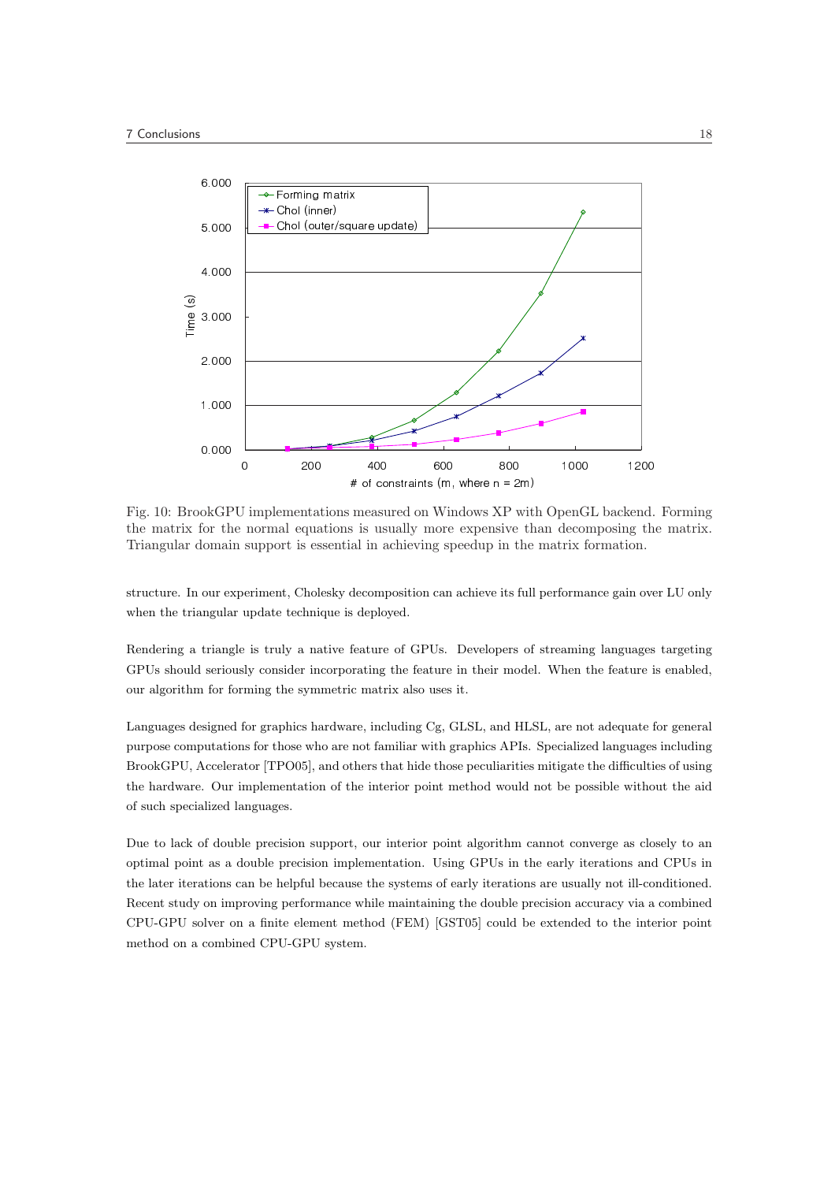Fig. 10: BrookGPU implementations measured on Windows XP with OpenGL backend. Forming the matrix for the normal equations is usually more expensive than decomposing the matrix. Triangular domain support is essential in achieving speedup in the matrix formation.

structure. In our experiment, Cholesky decomposition can achieve its full performance gain over LU only when the triangular update technique is deployed.

Rendering a triangle is truly a native feature of GPUs. Developers of streaming languages targeting GPUs should seriously consider incorporating the feature in their model. When the feature is enabled, our algorithm for forming the symmetric matrix also uses it.

Languages designed for graphics hardware, including Cg, GLSL, and HLSL, are not adequate for general purpose computations for those who are not familiar with graphics APIs. Specialized languages including BrookGPU, Accelerator [TPO05], and others that hide those peculiarities mitigate the difficulties of using the hardware. Our implementation of the interior point method would not be possible without the aid of such specialized languages.

Due to lack of double precision support, our interior point algorithm cannot converge as closely to an optimal point as a double precision implementation. Using GPUs in the early iterations and CPUs in the later iterations can be helpful because the systems of early iterations are usually not ill-conditioned. Recent study on improving performance while maintaining the double precision accuracy via a combined CPU-GPU solver on a finite element method (FEM) [GST05] could be extended to the interior point method on a combined CPU-GPU system.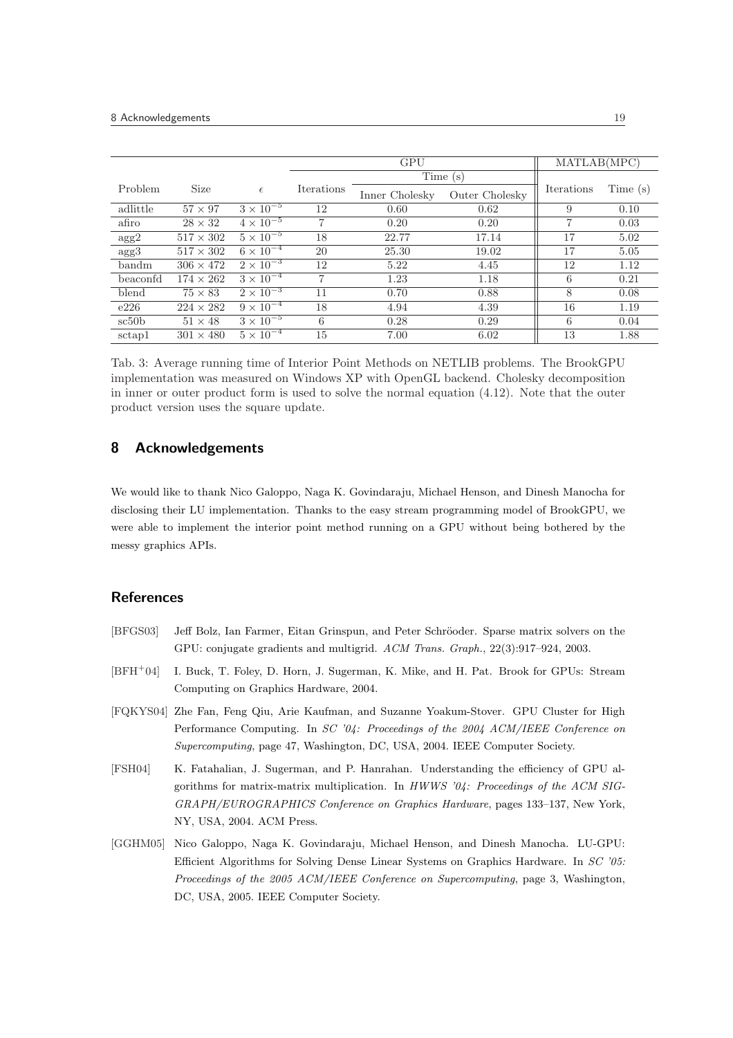| Problem | Size | $\epsilon$ | GPU | | | MATLAB(MPC) | |
|---|---|---|---|---|---|---|---|
| | | | Iterations | Time (s) | | Iterations | Time (s) |
| | | | | Inner Cholesky | Outer Cholesky | | |
| adlittle | $57 \times 97$ | $3 \times 10^{-5}$ | 12 | 0.60 | 0.62 | 9 | 0.10 |
| afiro | $28 \times 32$ | $4 \times 10^{-5}$ | 7 | 0.20 | 0.20 | 7 | 0.03 |
| agg2 | $517 \times 302$ | $5 \times 10^{-5}$ | 18 | 22.77 | 17.14 | 17 | 5.02 |
| agg3 | $517 \times 302$ | $6 \times 10^{-4}$ | 20 | 25.30 | 19.02 | 17 | 5.05 |
| bandm | $306 \times 472$ | $2 \times 10^{-3}$ | 12 | 5.22 | 4.45 | 12 | 1.12 |
| beaconfd | $174 \times 262$ | $3 \times 10^{-4}$ | 7 | 1.23 | 1.18 | 6 | 0.21 |
| blend | $75 \times 83$ | $2 \times 10^{-3}$ | 11 | 0.70 | 0.88 | 8 | 0.08 |
| e226 | $224 \times 282$ | $9 \times 10^{-4}$ | 18 | 4.94 | 4.39 | 16 | 1.19 |
| sc50b | $51 \times 48$ | $3 \times 10^{-5}$ | 6 | 0.28 | 0.29 | 6 | 0.04 |
| sctap1 | $301 \times 480$ | $5 \times 10^{-4}$ | 15 | 7.00 | 6.02 | 13 | 1.88 |

Tab. 3: Average running time of Interior Point Methods on NETLIB problems. The BrookGPU implementation was measured on Windows XP with OpenGL backend. Cholesky decomposition in inner or outer product form is used to solve the normal equation (4.12). Note that the outer product version uses the square update.

## 8 Acknowledgements

We would like to thank Nico Galoppo, Naga K. Govindaraju, Michael Henson, and Dinesh Manocha for disclosing their LU implementation. Thanks to the easy stream programming model of BrookGPU, we were able to implement the interior point method running on a GPU without being bothered by the messy graphics APIs.

## References

[BFGS03] Jeff Bolz, Ian Farmer, Eitan Grinspun, and Peter Schröoder. Sparse matrix solvers on the GPU: conjugate gradients and multigrid. *ACM Trans. Graph.*, 22(3):917–924, 2003.

[BFH+04] I. Buck, T. Foley, D. Horn, J. Sugerman, K. Mike, and H. Pat. Brook for GPUs: Stream Computing on Graphics Hardware, 2004.

[FQKYS04] Zhe Fan, Feng Qiu, Arie Kaufman, and Suzanne Yoakum-Stover. GPU Cluster for High Performance Computing. In *SC '04: Proceedings of the 2004 ACM/IEEE Conference on Supercomputing*, page 47, Washington, DC, USA, 2004. IEEE Computer Society.

[FSH04] K. Fatahalian, J. Sugerman, and P. Hanrahan. Understanding the efficiency of GPU algorithms for matrix-matrix multiplication. In *HWWS '04: Proceedings of the ACM SIGGRAPH/EUROGRAPHICS Conference on Graphics Hardware*, pages 133–137, New York, NY, USA, 2004. ACM Press.

[GGHM05] Nico Galoppo, Naga K. Govindaraju, Michael Henson, and Dinesh Manocha. LU-GPU: Efficient Algorithms for Solving Dense Linear Systems on Graphics Hardware. In *SC '05: Proceedings of the 2005 ACM/IEEE Conference on Supercomputing*, page 3, Washington, DC, USA, 2005. IEEE Computer Society.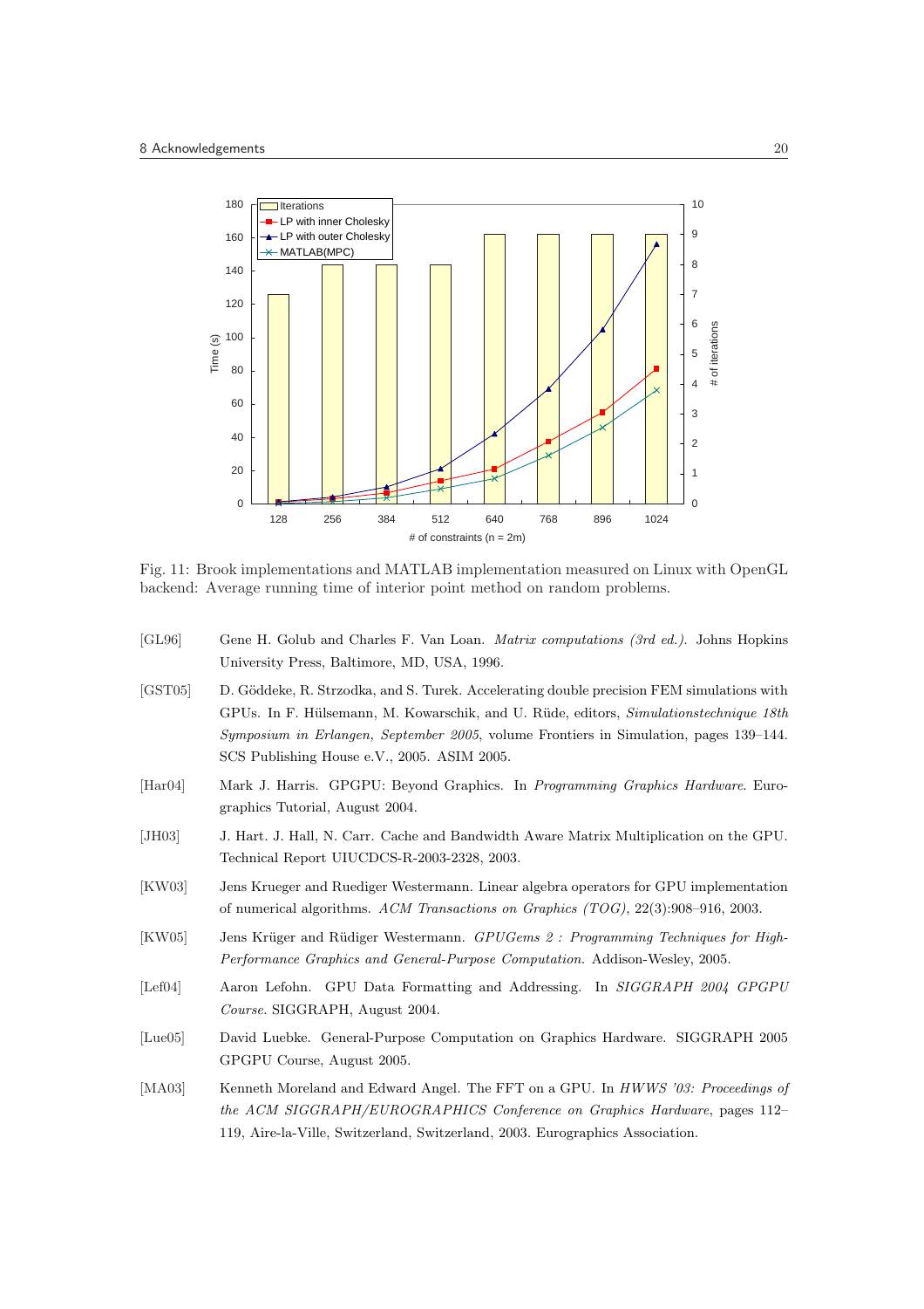Fig. 11: Brook implementations and MATLAB implementation measured on Linux with OpenGL backend: Average running time of interior point method on random problems.

[GL96] Gene H. Golub and Charles F. Van Loan. *Matrix computations (3rd ed.)*. Johns Hopkins University Press, Baltimore, MD, USA, 1996.

[GST05] D. Göddeke, R. Strzodka, and S. Turek. Accelerating double precision FEM simulations with GPUs. In F. Hülsemann, M. Kowarschik, and U. Rüde, editors, *Simulationstechnique 18th Symposium in Erlangen, September 2005*, volume Frontiers in Simulation, pages 139–144. SCS Publishing House e.V., 2005. ASIM 2005.

[Har04] Mark J. Harris. GPGPU: Beyond Graphics. In *Programming Graphics Hardware*. Eurographics Tutorial, August 2004.

[JH03] J. Hart. J. Hall, N. Carr. Cache and Bandwidth Aware Matrix Multiplication on the GPU. Technical Report UIUCDCS-R-2003-2328, 2003.

[KW03] Jens Krueger and Ruediger Westermann. Linear algebra operators for GPU implementation of numerical algorithms. *ACM Transactions on Graphics (TOG)*, 22(3):908–916, 2003.

[KW05] Jens Krüger and Rüdiger Westermann. *GPUGems 2 : Programming Techniques for High-Performance Graphics and General-Purpose Computation.* Addison-Wesley, 2005.

[Lef04] Aaron Lefohn. GPU Data Formatting and Addressing. In *SIGGRAPH 2004 GPGPU Course*. SIGGRAPH, August 2004.

[Lue05] David Luebke. General-Purpose Computation on Graphics Hardware. SIGGRAPH 2005 GPGPU Course, August 2005.

[MA03] Kenneth Moreland and Edward Angel. The FFT on a GPU. In *HWWS '03: Proceedings of the ACM SIGGRAPH/EUROGRAPHICS Conference on Graphics Hardware*, pages 112–119, Aire-la-Ville, Switzerland, Switzerland, 2003. Eurographics Association.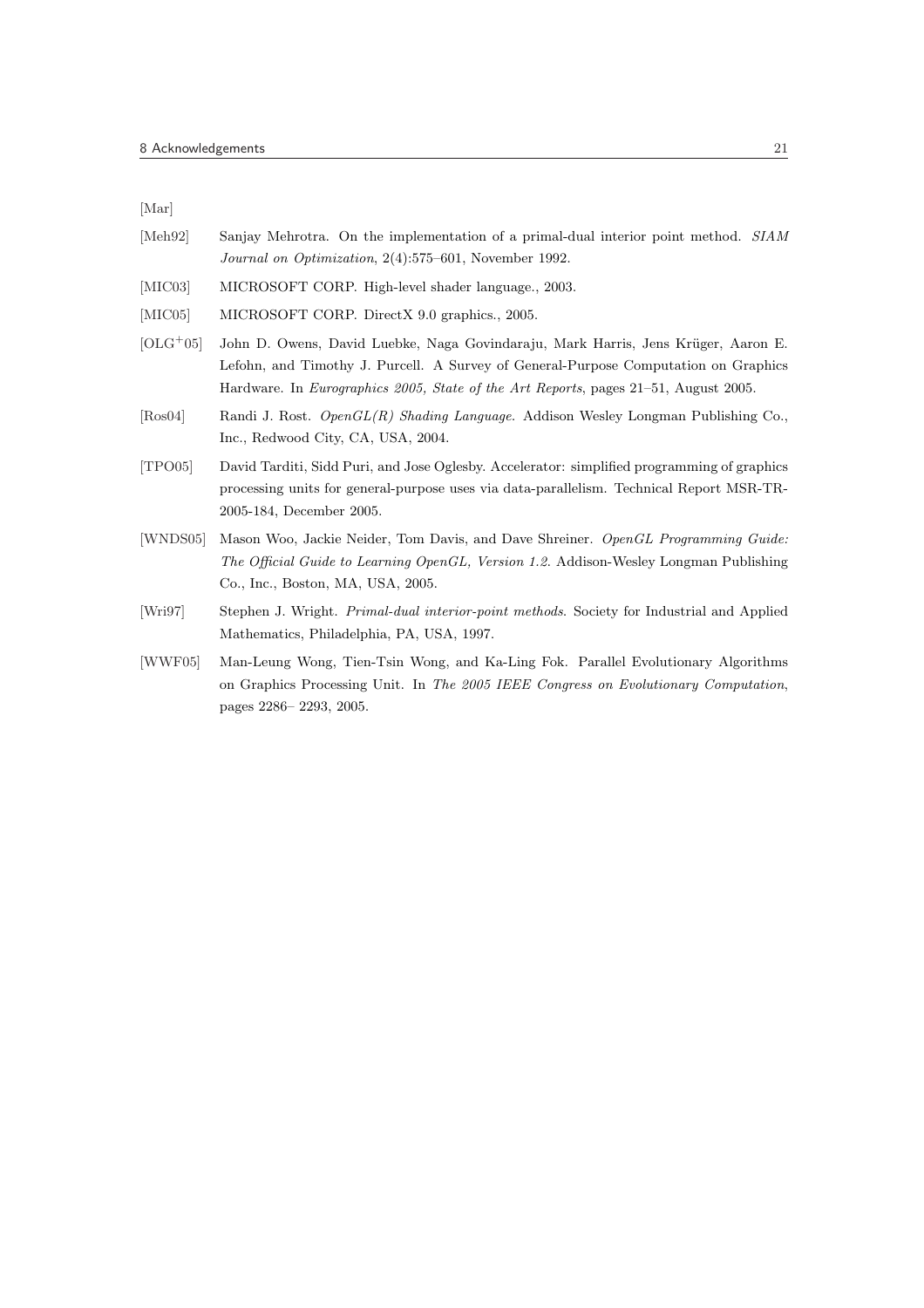[Mar]

[Meh92] Sanjay Mehrotra. On the implementation of a primal-dual interior point method. *SIAM Journal on Optimization*, 2(4):575–601, November 1992.

[MIC03] MICROSOFT CORP. High-level shader language., 2003.

[MIC05] MICROSOFT CORP. DirectX 9.0 graphics., 2005.

[OLG+05] John D. Owens, David Luebke, Naga Govindaraju, Mark Harris, Jens Krüger, Aaron E. Lefohn, and Timothy J. Purcell. A Survey of General-Purpose Computation on Graphics Hardware. In *Eurographics 2005, State of the Art Reports*, pages 21–51, August 2005.

[Ros04] Randi J. Rost. *OpenGL(R) Shading Language*. Addison Wesley Longman Publishing Co., Inc., Redwood City, CA, USA, 2004.

[TPO05] David Tarditi, Sidd Puri, and Jose Oglesby. Accelerator: simplified programming of graphics processing units for general-purpose uses via data-parallelism. Technical Report MSR-TR-2005-184, December 2005.

[WNDS05] Mason Woo, Jackie Neider, Tom Davis, and Dave Shreiner. *OpenGL Programming Guide: The Official Guide to Learning OpenGL, Version 1.2*. Addison-Wesley Longman Publishing Co., Inc., Boston, MA, USA, 2005.

[Wri97] Stephen J. Wright. *Primal-dual interior-point methods*. Society for Industrial and Applied Mathematics, Philadelphia, PA, USA, 1997.

[WWF05] Man-Leung Wong, Tien-Tsin Wong, and Ka-Ling Fok. Parallel Evolutionary Algorithms on Graphics Processing Unit. In *The 2005 IEEE Congress on Evolutionary Computation*, pages 2286– 2293, 2005.